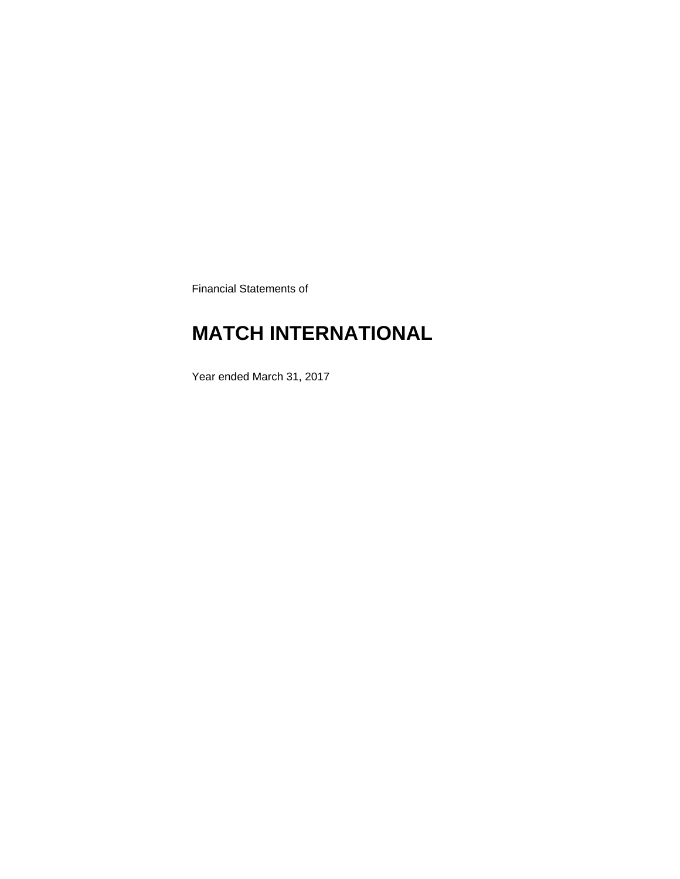Financial Statements of

# MATCH INTERNATIONAL

Year ended March 31, 2017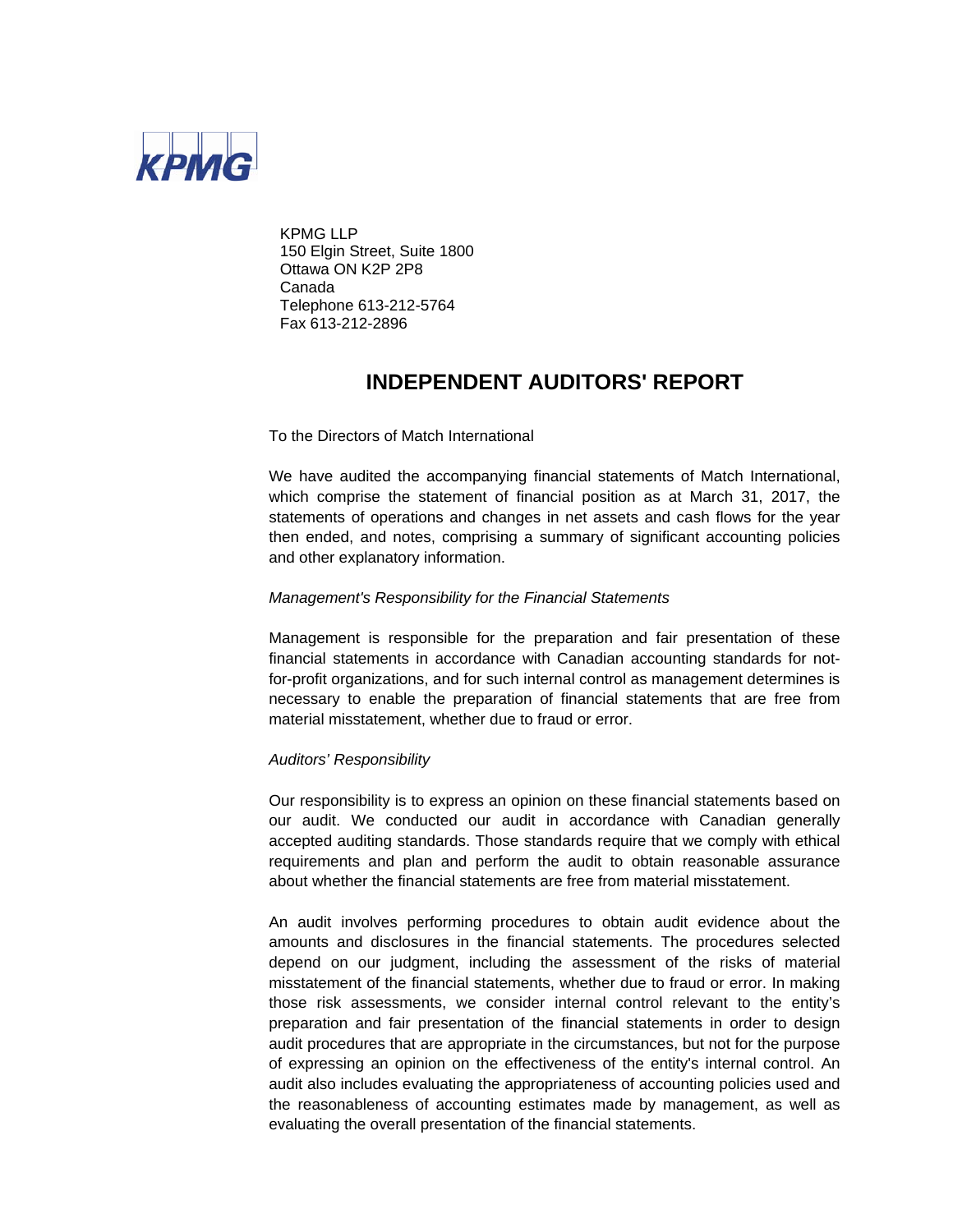KPMG

KPMG LLP
150 Elgin Street, Suite 1800
Ottawa ON K2P 2P8
Canada
Telephone 613-212-5764
Fax 613-212-2896

# INDEPENDENT AUDITORS' REPORT

To the Directors of Match International

We have audited the accompanying financial statements of Match International, which comprise the statement of financial position as at March 31, 2017, the statements of operations and changes in net assets and cash flows for the year then ended, and notes, comprising a summary of significant accounting policies and other explanatory information.

*Management's Responsibility for the Financial Statements*

Management is responsible for the preparation and fair presentation of these financial statements in accordance with Canadian accounting standards for not-for-profit organizations, and for such internal control as management determines is necessary to enable the preparation of financial statements that are free from material misstatement, whether due to fraud or error.

*Auditors' Responsibility*

Our responsibility is to express an opinion on these financial statements based on our audit. We conducted our audit in accordance with Canadian generally accepted auditing standards. Those standards require that we comply with ethical requirements and plan and perform the audit to obtain reasonable assurance about whether the financial statements are free from material misstatement.

An audit involves performing procedures to obtain audit evidence about the amounts and disclosures in the financial statements. The procedures selected depend on our judgment, including the assessment of the risks of material misstatement of the financial statements, whether due to fraud or error. In making those risk assessments, we consider internal control relevant to the entity's preparation and fair presentation of the financial statements in order to design audit procedures that are appropriate in the circumstances, but not for the purpose of expressing an opinion on the effectiveness of the entity's internal control. An audit also includes evaluating the appropriateness of accounting policies used and the reasonableness of accounting estimates made by management, as well as evaluating the overall presentation of the financial statements.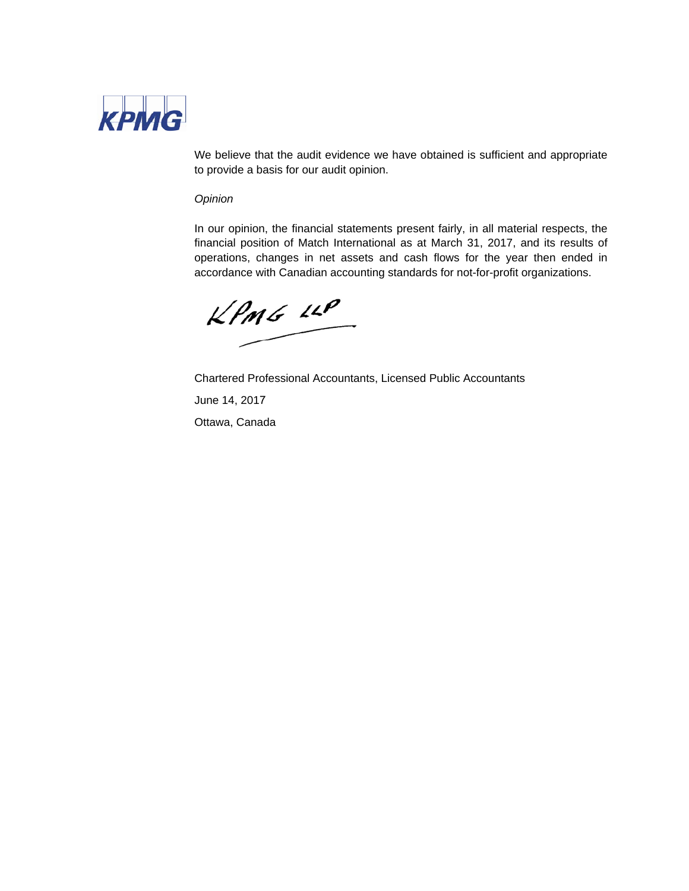We believe that the audit evidence we have obtained is sufficient and appropriate to provide a basis for our audit opinion.

*Opinion*

In our opinion, the financial statements present fairly, in all material respects, the financial position of Match International as at March 31, 2017, and its results of operations, changes in net assets and cash flows for the year then ended in accordance with Canadian accounting standards for not-for-profit organizations.

KPMG LLP

Chartered Professional Accountants, Licensed Public Accountants

June 14, 2017

Ottawa, Canada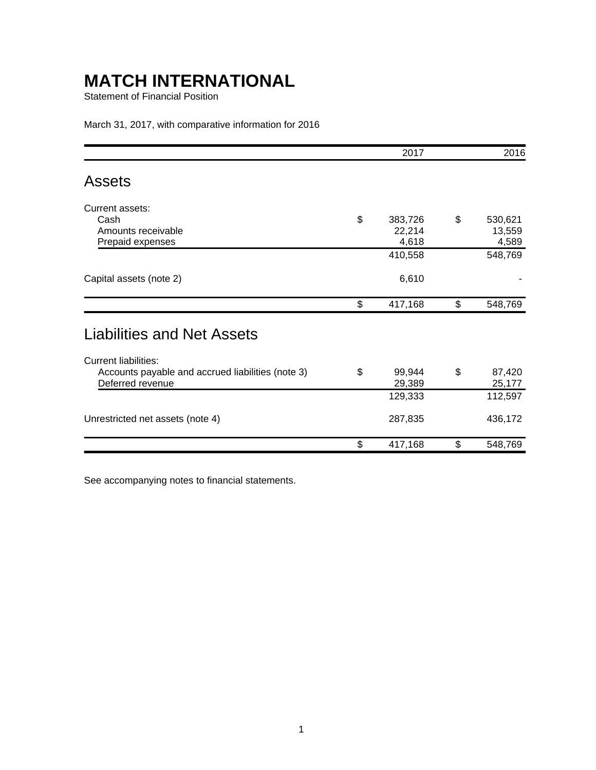# MATCH INTERNATIONAL

Statement of Financial Position

March 31, 2017, with comparative information for 2016

| | 2017 | 2016 |
|---|---|---|
| **Assets** | | |
| Current assets: | | |
| Cash | $ 383,726 | $ 530,621 |
| Amounts receivable | 22,214 | 13,559 |
| Prepaid expenses | 4,618 | 4,589 |
| | 410,558 | 548,769 |
| Capital assets (note 2) | 6,610 | - |
| | $ 417,168 | $ 548,769 |
| **Liabilities and Net Assets** | | |
| Current liabilities: | | |
| Accounts payable and accrued liabilities (note 3) | $ 99,944 | $ 87,420 |
| Deferred revenue | 29,389 | 25,177 |
| | 129,333 | 112,597 |
| Unrestricted net assets (note 4) | 287,835 | 436,172 |
| | $ 417,168 | $ 548,769 |

See accompanying notes to financial statements.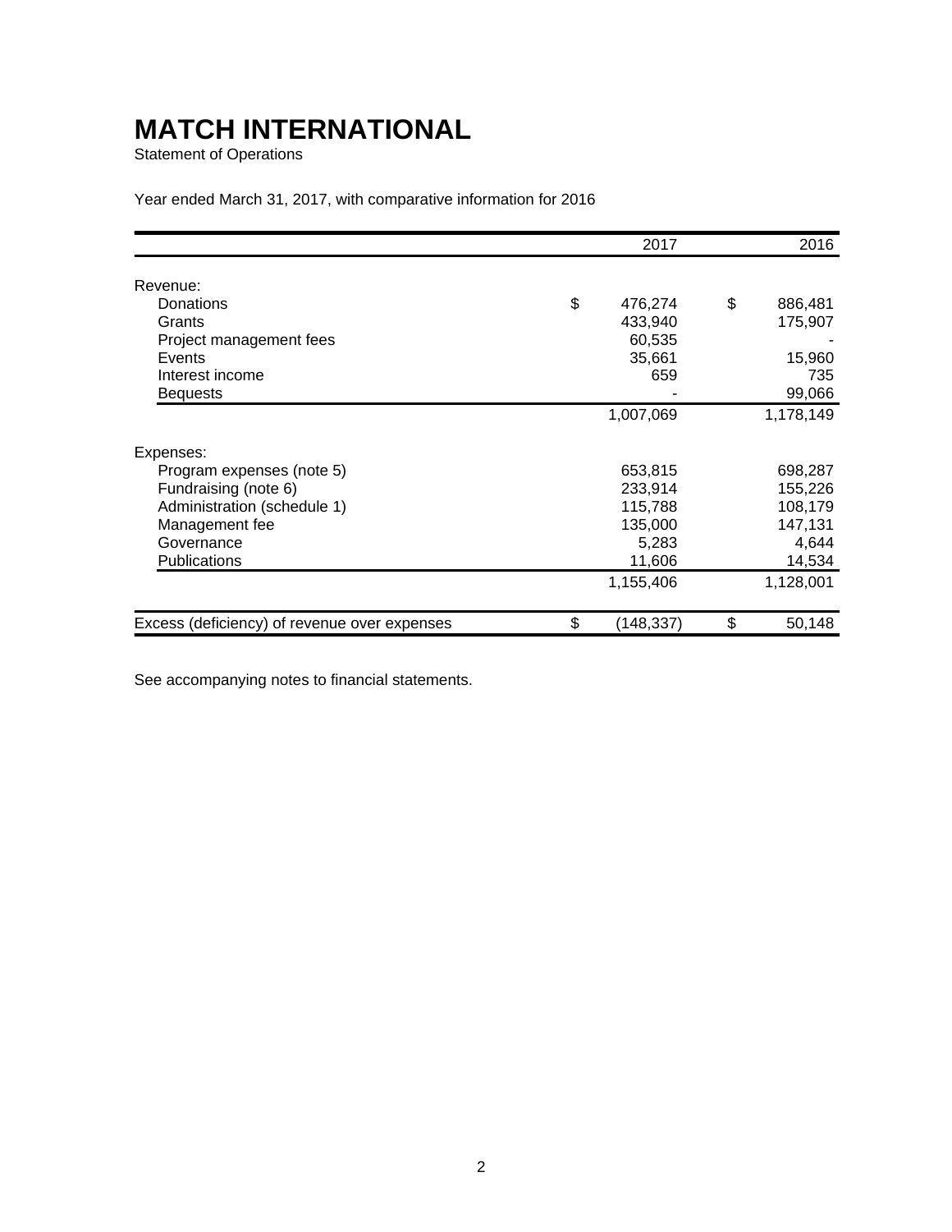# MATCH INTERNATIONAL

Statement of Operations

Year ended March 31, 2017, with comparative information for 2016

| | 2017 | 2016 |
|---|---|---|
| Revenue: | | |
| Donations | $ 476,274 | $ 886,481 |
| Grants | 433,940 | 175,907 |
| Project management fees | 60,535 | - |
| Events | 35,661 | 15,960 |
| Interest income | 659 | 735 |
| Bequests | - | 99,066 |
| | 1,007,069 | 1,178,149 |
| Expenses: | | |
| Program expenses (note 5) | 653,815 | 698,287 |
| Fundraising (note 6) | 233,914 | 155,226 |
| Administration (schedule 1) | 115,788 | 108,179 |
| Management fee | 135,000 | 147,131 |
| Governance | 5,283 | 4,644 |
| Publications | 11,606 | 14,534 |
| | 1,155,406 | 1,128,001 |
| Excess (deficiency) of revenue over expenses | $ (148,337) | $ 50,148 |

See accompanying notes to financial statements.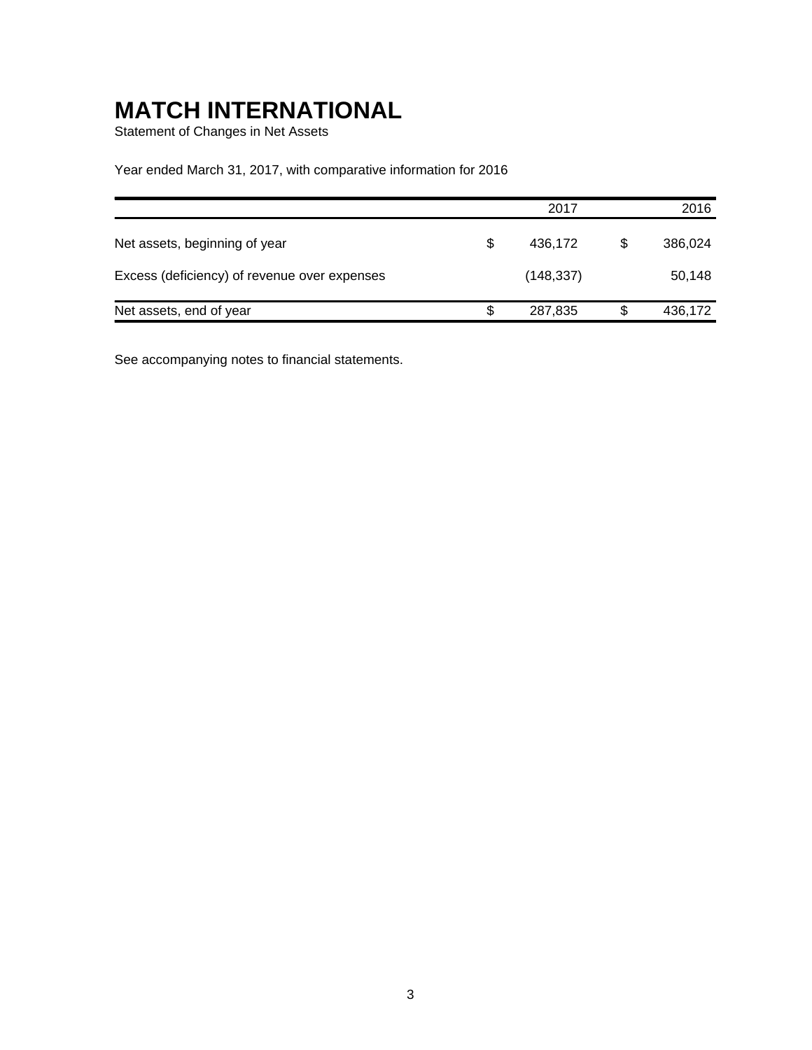# MATCH INTERNATIONAL

Statement of Changes in Net Assets

Year ended March 31, 2017, with comparative information for 2016

| | 2017 | 2016 |
|---|---|---|
| Net assets, beginning of year | $ 436,172 | $ 386,024 |
| Excess (deficiency) of revenue over expenses | (148,337) | 50,148 |
| Net assets, end of year | $ 287,835 | $ 436,172 |

See accompanying notes to financial statements.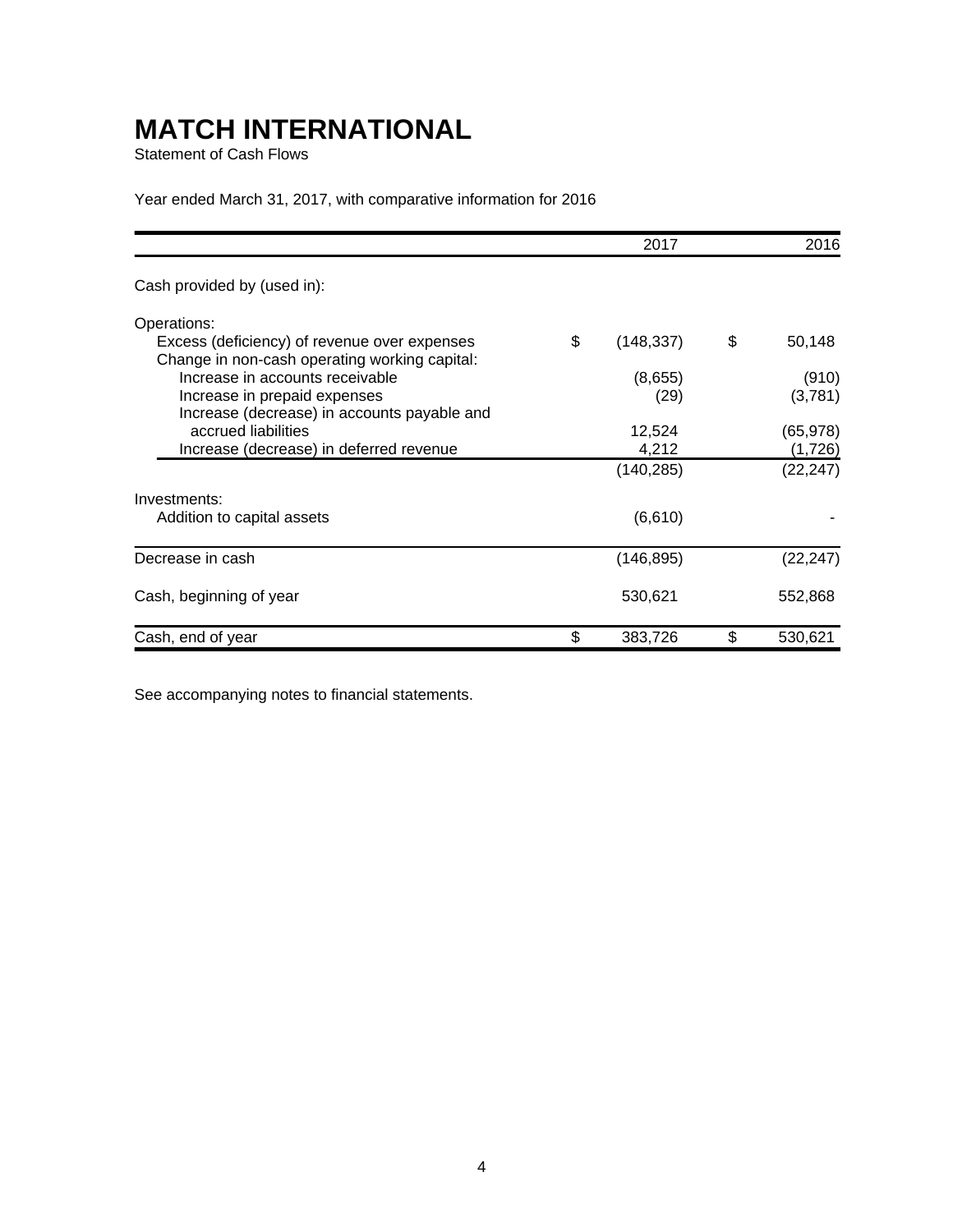# MATCH INTERNATIONAL

Statement of Cash Flows

Year ended March 31, 2017, with comparative information for 2016

| | 2017 | 2016 |
|---|---|---|
| Cash provided by (used in): | | |
| Operations: | | |
| Excess (deficiency) of revenue over expenses | $ (148,337) | $ 50,148 |
| Change in non-cash operating working capital: | | |
| Increase in accounts receivable | (8,655) | (910) |
| Increase in prepaid expenses | (29) | (3,781) |
| Increase (decrease) in accounts payable and accrued liabilities | 12,524 | (65,978) |
| Increase (decrease) in deferred revenue | 4,212 | (1,726) |
| | (140,285) | (22,247) |
| Investments: | | |
| Addition to capital assets | (6,610) | - |
| Decrease in cash | (146,895) | (22,247) |
| Cash, beginning of year | 530,621 | 552,868 |
| Cash, end of year | $ 383,726 | $ 530,621 |

See accompanying notes to financial statements.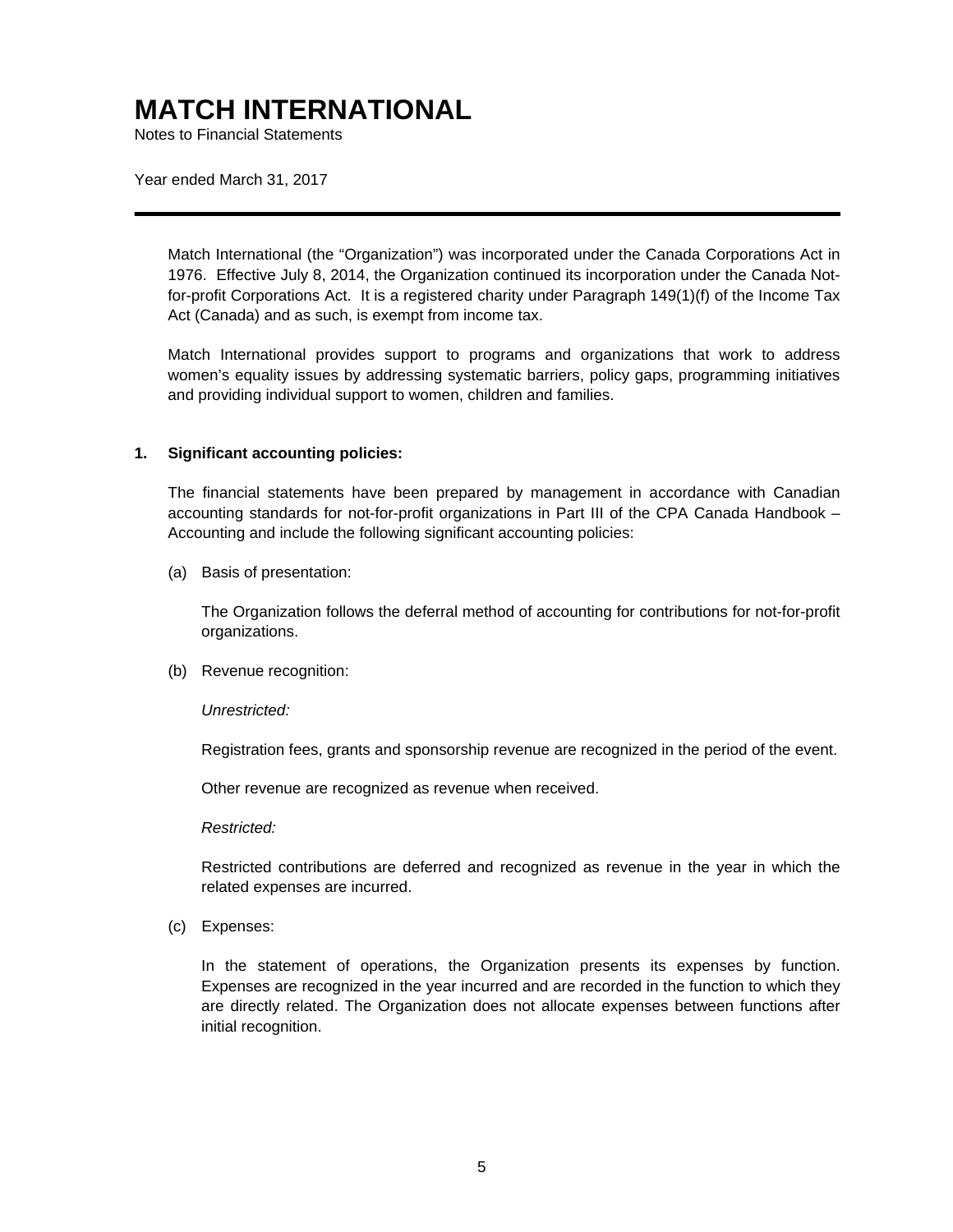# MATCH INTERNATIONAL

Notes to Financial Statements

Year ended March 31, 2017

Match International (the "Organization") was incorporated under the Canada Corporations Act in 1976. Effective July 8, 2014, the Organization continued its incorporation under the Canada Not-for-profit Corporations Act. It is a registered charity under Paragraph 149(1)(f) of the Income Tax Act (Canada) and as such, is exempt from income tax.

Match International provides support to programs and organizations that work to address women's equality issues by addressing systematic barriers, policy gaps, programming initiatives and providing individual support to women, children and families.

## 1. Significant accounting policies:

The financial statements have been prepared by management in accordance with Canadian accounting standards for not-for-profit organizations in Part III of the CPA Canada Handbook – Accounting and include the following significant accounting policies:

(a) Basis of presentation:

The Organization follows the deferral method of accounting for contributions for not-for-profit organizations.

(b) Revenue recognition:

*Unrestricted:*

Registration fees, grants and sponsorship revenue are recognized in the period of the event.

Other revenue are recognized as revenue when received.

*Restricted:*

Restricted contributions are deferred and recognized as revenue in the year in which the related expenses are incurred.

(c) Expenses:

In the statement of operations, the Organization presents its expenses by function. Expenses are recognized in the year incurred and are recorded in the function to which they are directly related. The Organization does not allocate expenses between functions after initial recognition.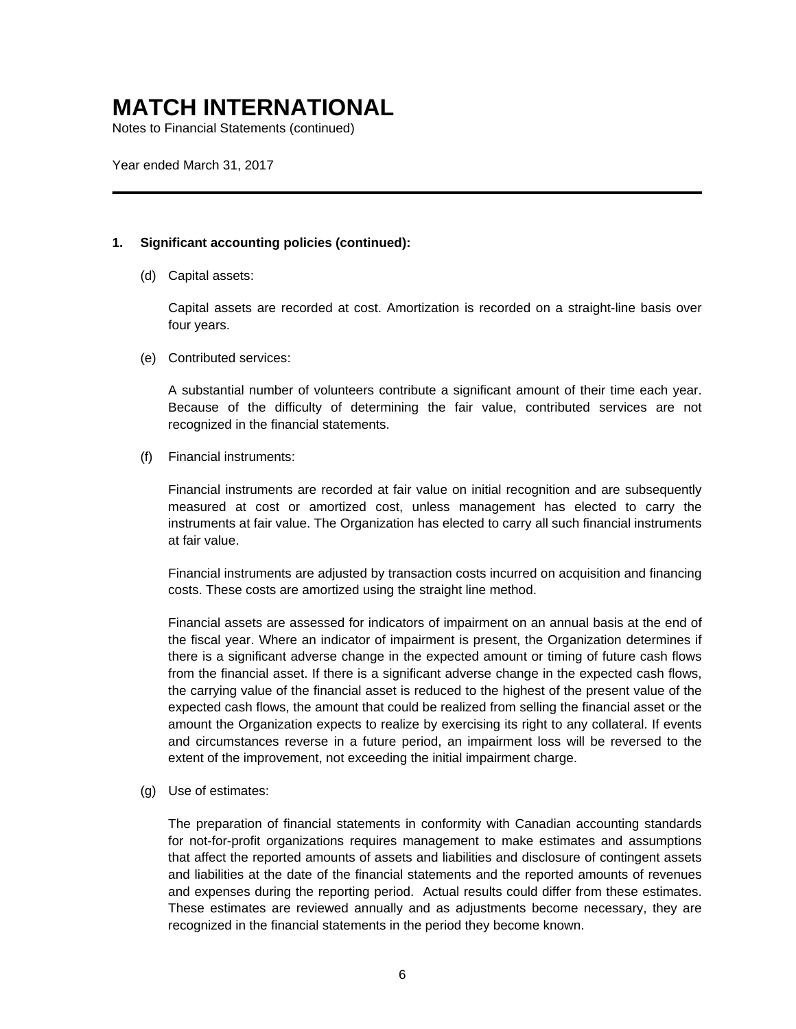# MATCH INTERNATIONAL

Notes to Financial Statements (continued)

Year ended March 31, 2017

---

**1. Significant accounting policies (continued):**

(d) Capital assets:

Capital assets are recorded at cost. Amortization is recorded on a straight-line basis over four years.

(e) Contributed services:

A substantial number of volunteers contribute a significant amount of their time each year. Because of the difficulty of determining the fair value, contributed services are not recognized in the financial statements.

(f) Financial instruments:

Financial instruments are recorded at fair value on initial recognition and are subsequently measured at cost or amortized cost, unless management has elected to carry the instruments at fair value. The Organization has elected to carry all such financial instruments at fair value.

Financial instruments are adjusted by transaction costs incurred on acquisition and financing costs. These costs are amortized using the straight line method.

Financial assets are assessed for indicators of impairment on an annual basis at the end of the fiscal year. Where an indicator of impairment is present, the Organization determines if there is a significant adverse change in the expected amount or timing of future cash flows from the financial asset. If there is a significant adverse change in the expected cash flows, the carrying value of the financial asset is reduced to the highest of the present value of the expected cash flows, the amount that could be realized from selling the financial asset or the amount the Organization expects to realize by exercising its right to any collateral. If events and circumstances reverse in a future period, an impairment loss will be reversed to the extent of the improvement, not exceeding the initial impairment charge.

(g) Use of estimates:

The preparation of financial statements in conformity with Canadian accounting standards for not-for-profit organizations requires management to make estimates and assumptions that affect the reported amounts of assets and liabilities and disclosure of contingent assets and liabilities at the date of the financial statements and the reported amounts of revenues and expenses during the reporting period. Actual results could differ from these estimates. These estimates are reviewed annually and as adjustments become necessary, they are recognized in the financial statements in the period they become known.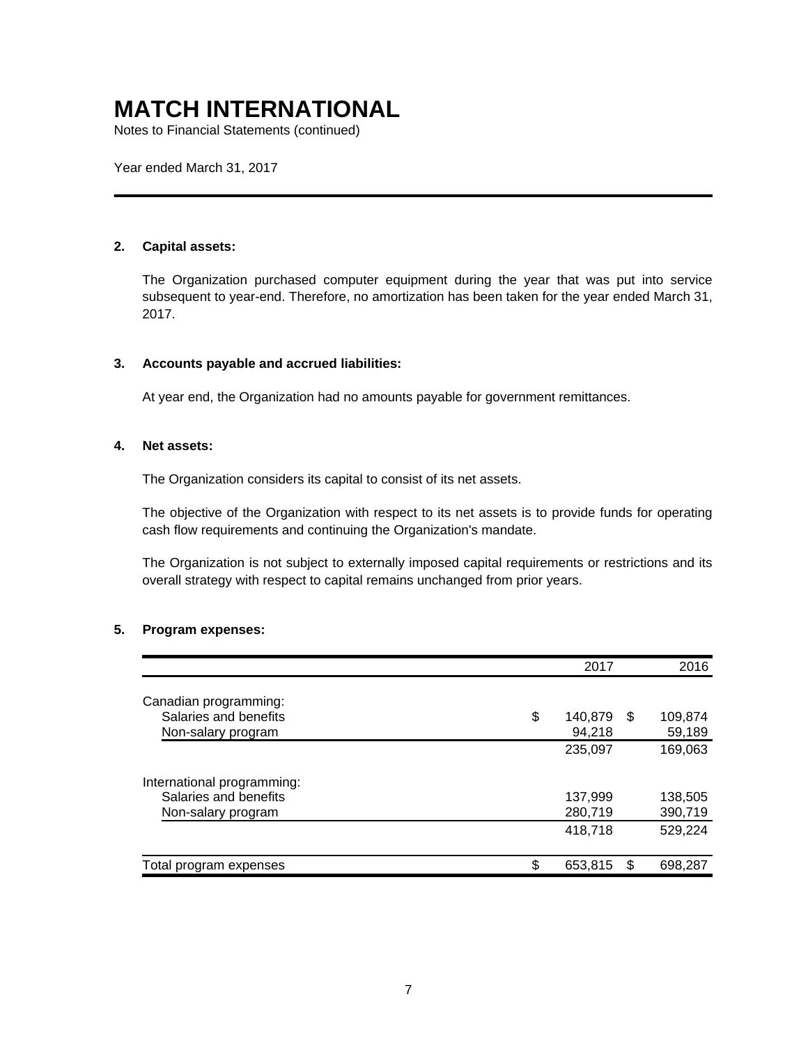# MATCH INTERNATIONAL

Notes to Financial Statements (continued)

Year ended March 31, 2017

## 2. Capital assets:

The Organization purchased computer equipment during the year that was put into service subsequent to year-end. Therefore, no amortization has been taken for the year ended March 31, 2017.

## 3. Accounts payable and accrued liabilities:

At year end, the Organization had no amounts payable for government remittances.

## 4. Net assets:

The Organization considers its capital to consist of its net assets.

The objective of the Organization with respect to its net assets is to provide funds for operating cash flow requirements and continuing the Organization's mandate.

The Organization is not subject to externally imposed capital requirements or restrictions and its overall strategy with respect to capital remains unchanged from prior years.

## 5. Program expenses:

| | 2017 | 2016 |
|---|---|---|
| Canadian programming: | | |
| Salaries and benefits | $ 140,879 | $ 109,874 |
| Non-salary program | 94,218 | 59,189 |
| | 235,097 | 169,063 |
| International programming: | | |
| Salaries and benefits | 137,999 | 138,505 |
| Non-salary program | 280,719 | 390,719 |
| | 418,718 | 529,224 |
| Total program expenses | $ 653,815 | $ 698,287 |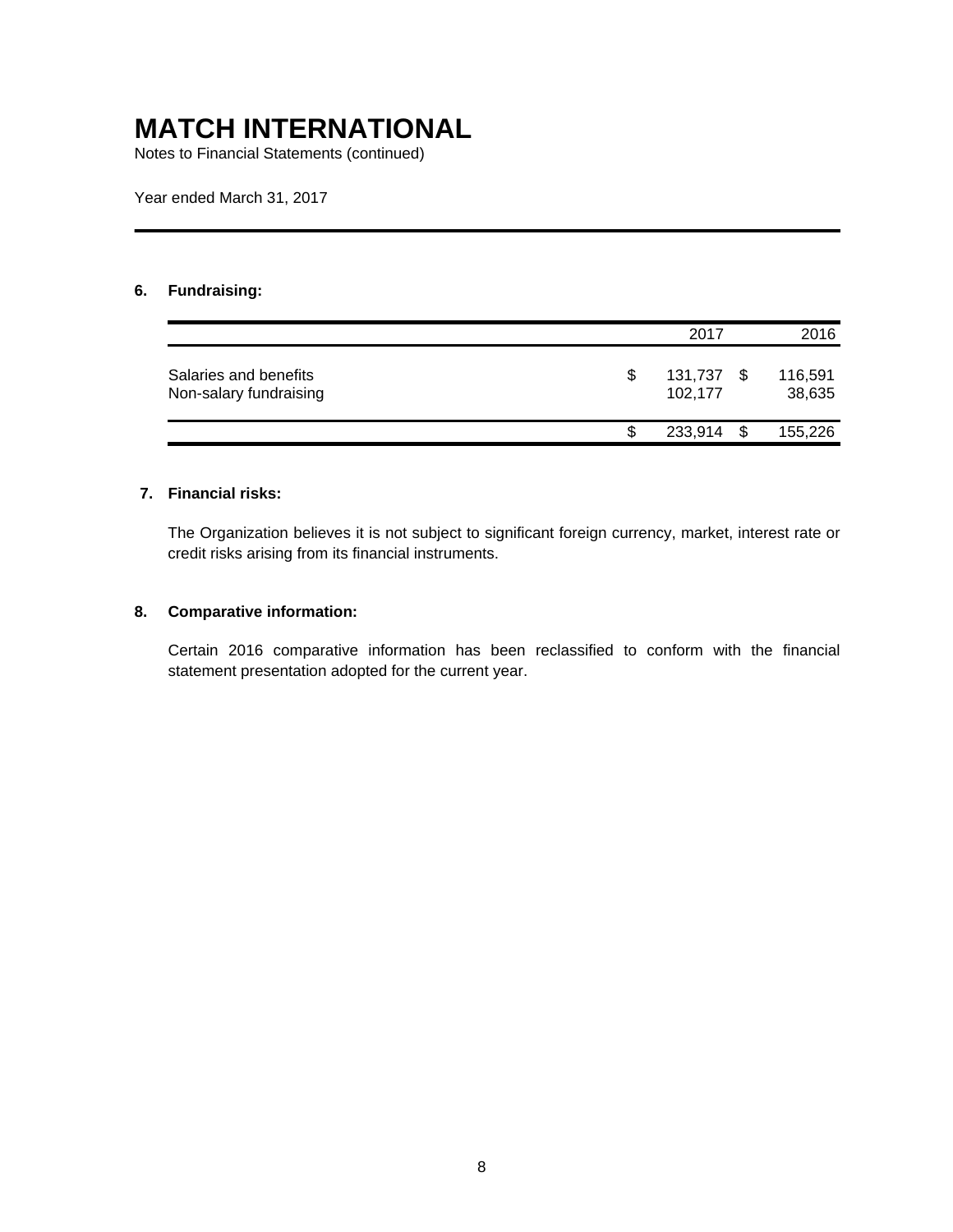# MATCH INTERNATIONAL

Notes to Financial Statements (continued)

Year ended March 31, 2017

## 6. Fundraising:

| | 2017 | 2016 |
|---|---|---|
| Salaries and benefits | $ 131,737 | $ 116,591 |
| Non-salary fundraising | 102,177 | 38,635 |
| | $ 233,914 | $ 155,226 |

## 7. Financial risks:

The Organization believes it is not subject to significant foreign currency, market, interest rate or credit risks arising from its financial instruments.

## 8. Comparative information:

Certain 2016 comparative information has been reclassified to conform with the financial statement presentation adopted for the current year.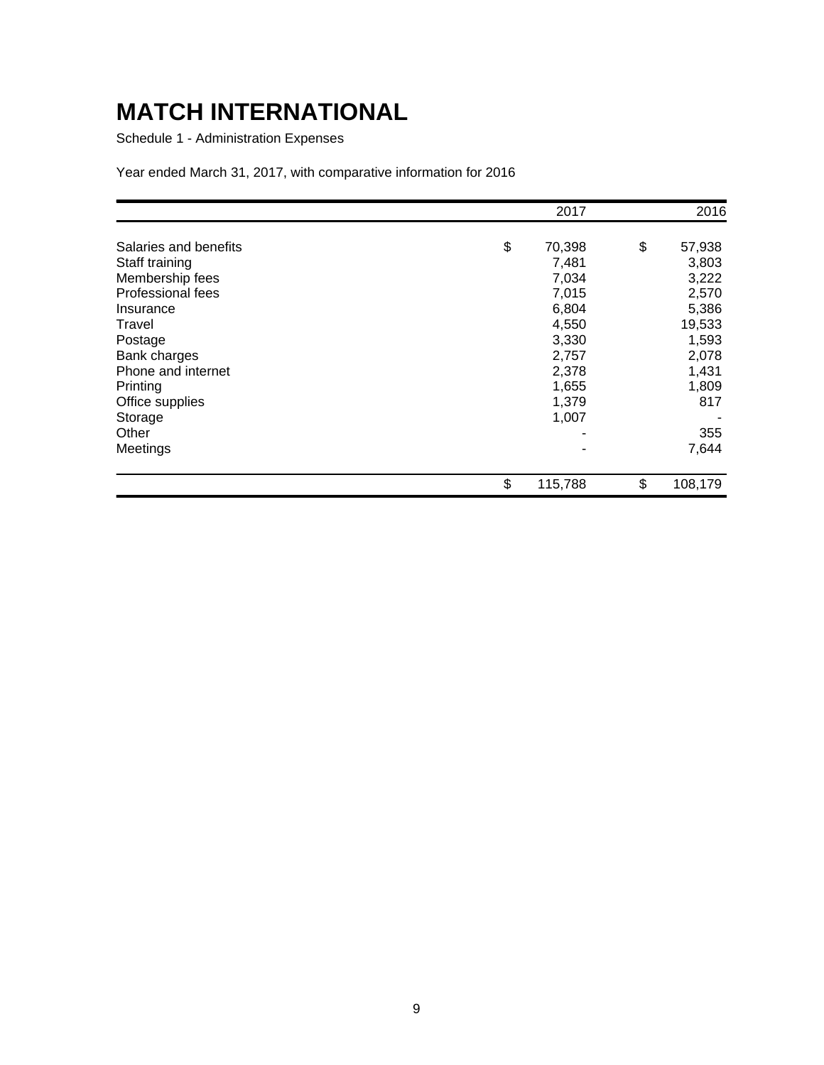# MATCH INTERNATIONAL

Schedule 1 - Administration Expenses

Year ended March 31, 2017, with comparative information for 2016

| | 2017 | 2016 |
|---|---|---|
| Salaries and benefits | $ 70,398 | $ 57,938 |
| Staff training | 7,481 | 3,803 |
| Membership fees | 7,034 | 3,222 |
| Professional fees | 7,015 | 2,570 |
| Insurance | 6,804 | 5,386 |
| Travel | 4,550 | 19,533 |
| Postage | 3,330 | 1,593 |
| Bank charges | 2,757 | 2,078 |
| Phone and internet | 2,378 | 1,431 |
| Printing | 1,655 | 1,809 |
| Office supplies | 1,379 | 817 |
| Storage | 1,007 | - |
| Other | - | 355 |
| Meetings | - | 7,644 |
| | $ 115,788 | $ 108,179 |